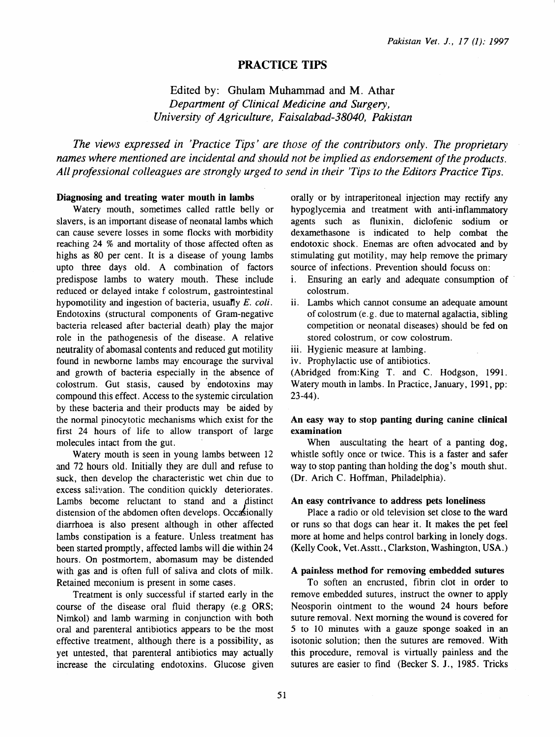# PRACTICE TIPS

## Edited by: Ghulam Muhammad and M. Athar

*Department of Clinical Medicine and Surgery, University of Agriculture, Faisalabad-38040, Pakistan*

*The views expressed in 'Practice Tips' are those of the contributors only. The proprietary names where mentioned are incidental and should not be implied as endorsement of the products. All professional colleagues are strongly urged to send in their 'Tips to the Editors Practice Tips.*

### Diagnosing and treating water mouth in lambs

Watery mouth, sometimes called rattle belly or slavers, is an important disease of neonatal lambs which can cause severe losses in some flocks with morbidity reaching 24 % and mortality of those affected often as highs as 80 per cent. It is a disease of young lambs upto three days old. A combination of factors predispose lambs to watery mouth. These include reduced or delayed intake f colostrum, gastrointestinal hypomotility and ingestion of bacteria, usually *E. coli*. Endotoxins (structural components of Gram-negative bacteria released after bacterial death) play the major role in the pathogenesis of the disease. A relative neutrality of abomasal contents and reduced gut motility found in newborne lambs may encourage the survival and growth of bacteria especially in the absence of colostrum. Gut stasis, caused by endotoxins may compound this effect. Access to the systemic circulation by these bacteria and their products may be aided by the normal pinocytotic mechanisms which exist for the first 24 hours of life to allow transport of large molecules intact from the gut.

Watery mouth is seen in young lambs between 12 and 72 hours old. Initially they are dull and refuse to suck, then develop the characteristic wet chin due to excess salivation. The condition quickly deteriorates. Lambs become reluctant to stand and a distinct distension of the abdomen often develops. Occasionally diarrhoea is also present although in other affected lambs constipation is a feature. Unless treatment has been started promptly, affected lambs will die within 24 hours. On postmortem, abomasum may be distended with gas and is often full of saliva and clots of milk. Retained meconium is present in some cases.

Treatment is only successful if started early in the course of the disease oral fluid therapy (e.g ORS; Nimkol) and lamb warming in conjunction with both oral and parenteral antibiotics appears to be the most effective treatment, although there is a possibility, as yet untested, that parenteral antibiotics may actually increase the circulating endotoxins. Glucose given orally or by intraperitoneal injection may rectify any hypoglycemia and treatment with anti-inflammatory agents such as flunixin, diclofenic sodium or dexamethasone is indicated to help combat the endotoxic shock. Enemas are often advocated and by stimulating gut motility, may help remove the primary source of infections. Prevention should focuss on:

i. Ensuring an early and adequate consumption of colostrum.
ii. Lambs which cannot consume an adequate amount of colostrum (e.g. due to maternal agalactia, sibling competition or neonatal diseases) should be fed on stored colostrum, or cow colostrum.
iii. Hygienic measure at lambing.
iv. Prophylactic use of antibiotics.

(Abridged from:King T. and C. Hodgson, 1991. Watery mouth in lambs. In Practice, January, 1991, pp: 23-44).

### An easy way to stop panting during canine clinical examination

When auscultating the heart of a panting dog, whistle softly once or twice. This is a faster and safer way to stop panting than holding the dog's mouth shut. (Dr. Arich C. Hoffman, Philadelphia).

### An easy contrivance to address pets loneliness

Place a radio or old television set close to the ward or runs so that dogs can hear it. It makes the pet feel more at home and helps control barking in lonely dogs. (Kelly Cook, Vet.Asstt., Clarkston, Washington, USA.)

### A painless method for removing embedded sutures

To soften an encrusted, fibrin clot in order to remove embedded sutures, instruct the owner to apply Neosporin ointment to the wound 24 hours before suture removal. Next morning the wound is covered for 5 to 10 minutes with a gauze sponge soaked in an isotonic solution; then the sutures are removed. With this procedure, removal is virtually painless and the sutures are easier to find (Becker S. J., 1985. Tricks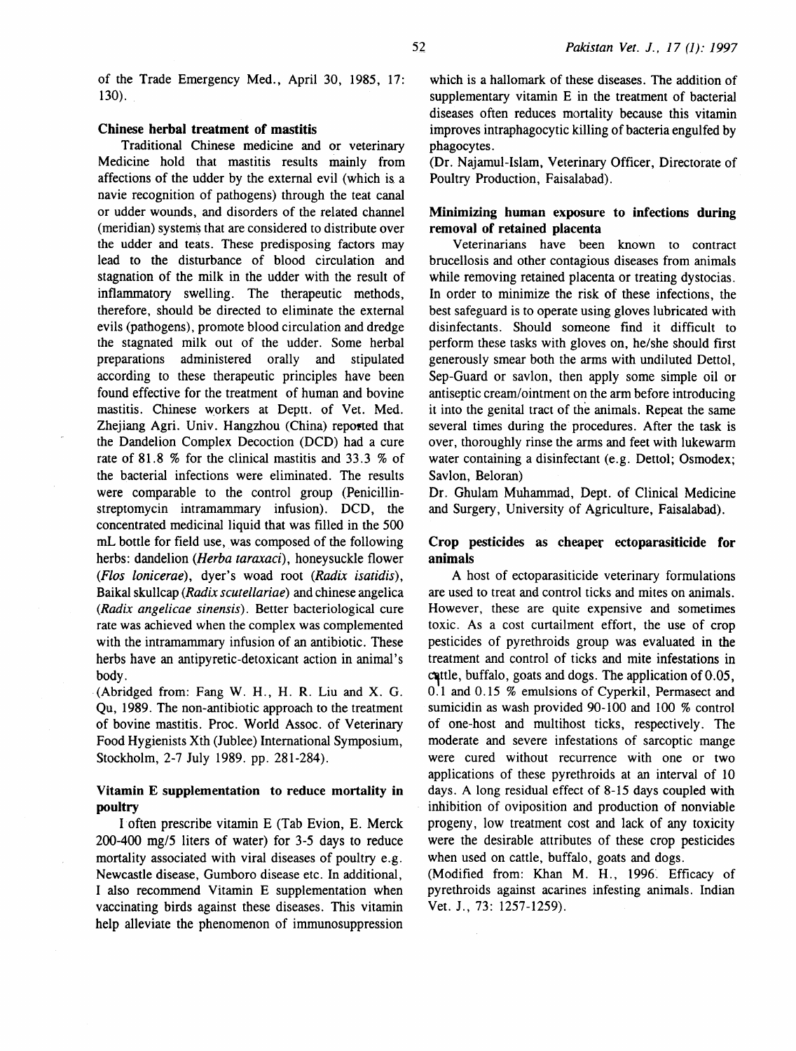of the Trade Emergency Med., April 30, 1985, 17: 130).

### Chinese herbal treatment of mastitis

Traditional Chinese medicine and or veterinary Medicine hold that mastitis results mainly from affections of the udder by the external evil (which is a navie recognition of pathogens) through the teat canal or udder wounds, and disorders of the related channel (meridian) systems that are considered to distribute over the udder and teats. These predisposing factors may lead to the disturbance of blood circulation and stagnation of the milk in the udder with the result of inflammatory swelling. The therapeutic methods, therefore, should be directed to eliminate the external evils (pathogens), promote blood circulation and dredge the stagnated milk out of the udder. Some herbal preparations administered orally and stipulated according to these therapeutic principles have been found effective for the treatment of human and bovine mastitis. Chinese workers at Deptt. of Vet. Med. Zhejiang Agri. Univ. Hangzhou (China) reported that the Dandelion Complex Decoction (DCD) had a cure rate of 81.8 % for the clinical mastitis and 33.3 % of the bacterial infections were eliminated. The results were comparable to the control group (Penicillin-streptomycin intramammary infusion). DCD, the concentrated medicinal liquid that was filled in the 500 mL bottle for field use, was composed of the following herbs: dandelion (*Herba taraxaci*), honeysuckle flower (*Flos lonicerae*), dyer's woad root (*Radix isatidis*), Baikal skullcap (*Radix scutellariae*) and chinese angelica (*Radix angelicae sinensis*). Better bacteriological cure rate was achieved when the complex was complemented with the intramammary infusion of an antibiotic. These herbs have an antipyretic-detoxicant action in animal's body.

(Abridged from: Fang W. H., H. R. Liu and X. G. Qu, 1989. The non-antibiotic approach to the treatment of bovine mastitis. Proc. World Assoc. of Veterinary Food Hygienists Xth (Jublee) International Symposium, Stockholm, 2-7 July 1989. pp. 281-284).

### Vitamin E supplementation to reduce mortality in poultry

I often prescribe vitamin E (Tab Evion, E. Merck 200-400 mg/5 liters of water) for 3-5 days to reduce mortality associated with viral diseases of poultry e.g. Newcastle disease, Gumboro disease etc. In additional, I also recommend Vitamin E supplementation when vaccinating birds against these diseases. This vitamin help alleviate the phenomenon of immunosuppression which is a hallomark of these diseases. The addition of supplementary vitamin E in the treatment of bacterial diseases often reduces mortality because this vitamin improves intraphagocytic killing of bacteria engulfed by phagocytes.

(Dr. Najamul-Islam, Veterinary Officer, Directorate of Poultry Production, Faisalabad).

### Minimizing human exposure to infections during removal of retained placenta

Veterinarians have been known to contract brucellosis and other contagious diseases from animals while removing retained placenta or treating dystocias. In order to minimize the risk of these infections, the best safeguard is to operate using gloves lubricated with disinfectants. Should someone find it difficult to perform these tasks with gloves on, he/she should first generously smear both the arms with undiluted Dettol, Sep-Guard or savlon, then apply some simple oil or antiseptic cream/ointment on the arm before introducing it into the genital tract of the animals. Repeat the same several times during the procedures. After the task is over, thoroughly rinse the arms and feet with lukewarm water containing a disinfectant (e.g. Dettol; Osmodex; Savlon, Beloran)

Dr. Ghulam Muhammad, Dept. of Clinical Medicine and Surgery, University of Agriculture, Faisalabad).

### Crop pesticides as cheaper ectoparasiticide for animals

A host of ectoparasiticide veterinary formulations are used to treat and control ticks and mites on animals. However, these are quite expensive and sometimes toxic. As a cost curtailment effort, the use of crop pesticides of pyrethroids group was evaluated in the treatment and control of ticks and mite infestations in cattle, buffalo, goats and dogs. The application of 0.05, 0.1 and 0.15 % emulsions of Cyperkil, Permasect and sumicidin as wash provided 90-100 and 100 % control of one-host and multihost ticks, respectively. The moderate and severe infestations of sarcoptic mange were cured without recurrence with one or two applications of these pyrethroids at an interval of 10 days. A long residual effect of 8-15 days coupled with inhibition of oviposition and production of nonviable progeny, low treatment cost and lack of any toxicity were the desirable attributes of these crop pesticides when used on cattle, buffalo, goats and dogs.

(Modified from: Khan M. H., 1996. Efficacy of pyrethroids against acarines infesting animals. Indian Vet. J., 73: 1257-1259).